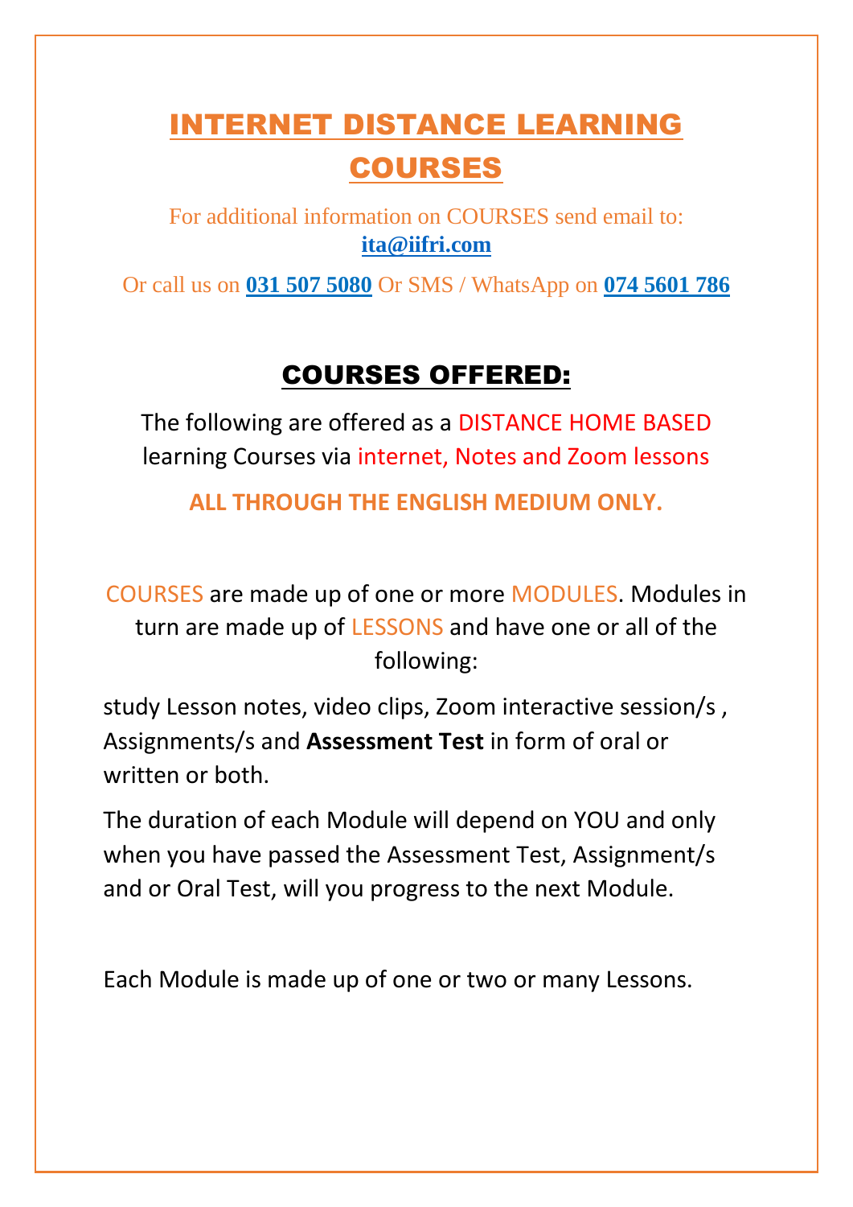# INTERNET DISTANCE LEARNING COURSES

For additional information on COURSES send email to: **ita@iifri.com**

Or call us on **031 507 5080** Or SMS / WhatsApp on **074 5601 786**

## COURSES OFFERED:

The following are offered as a DISTANCE HOME BASED learning Courses via internet, Notes and Zoom lessons

**ALL THROUGH THE ENGLISH MEDIUM ONLY.**

COURSES are made up of one or more MODULES. Modules in turn are made up of LESSONS and have one or all of the following:

study Lesson notes, video clips, Zoom interactive session/s , Assignments/s and **Assessment Test** in form of oral or written or both.

The duration of each Module will depend on YOU and only when you have passed the Assessment Test, Assignment/s and or Oral Test, will you progress to the next Module.

Each Module is made up of one or two or many Lessons.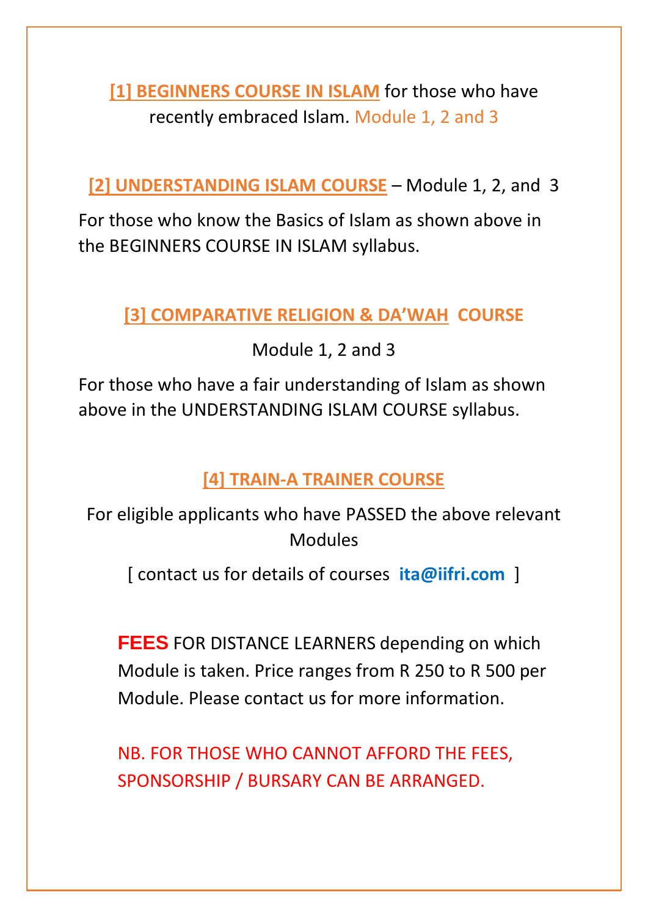**[1] BEGINNERS COURSE IN ISLAM** for those who have recently embraced Islam. Module 1, 2 and 3

**[2] UNDERSTANDING ISLAM COURSE** – Module 1, 2, and 3

For those who know the Basics of Islam as shown above in the BEGINNERS COURSE IN ISLAM syllabus.

**[3] COMPARATIVE RELIGION & DA'WAH COURSE**

Module 1, 2 and 3

For those who have a fair understanding of Islam as shown above in the UNDERSTANDING ISLAM COURSE syllabus.

**[4] TRAIN-A TRAINER COURSE**

For eligible applicants who have PASSED the above relevant Modules

[ contact us for details of courses **ita@iifri.com** ]

**FEES** FOR DISTANCE LEARNERS depending on which Module is taken. Price ranges from R 250 to R 500 per Module. Please contact us for more information.

NB. FOR THOSE WHO CANNOT AFFORD THE FEES, SPONSORSHIP / BURSARY CAN BE ARRANGED.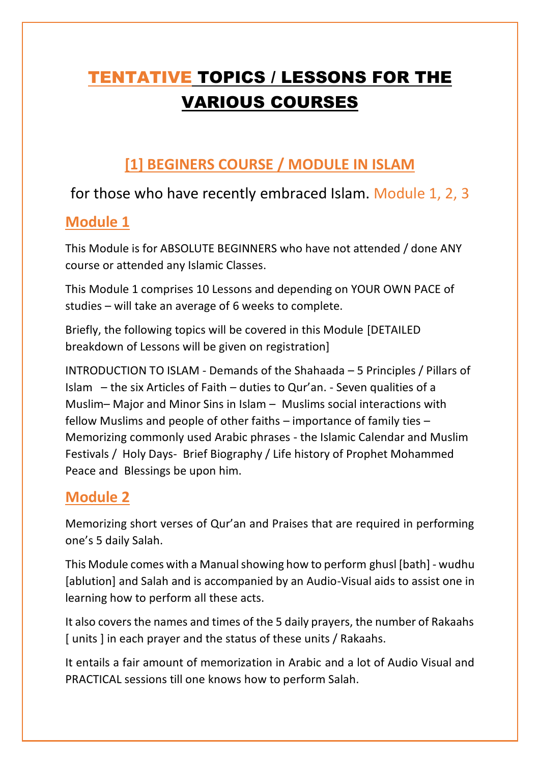# TENTATIVE TOPICS / LESSONS FOR THE VARIOUS COURSES

## [1] BEGINERS COURSE / MODULE IN ISLAM

for those who have recently embraced Islam. Module 1, 2, 3

### Module 1

This Module is for ABSOLUTE BEGINNERS who have not attended / done ANY course or attended any Islamic Classes.

This Module 1 comprises 10 Lessons and depending on YOUR OWN PACE of studies – will take an average of 6 weeks to complete.

Briefly, the following topics will be covered in this Module [DETAILED breakdown of Lessons will be given on registration]

INTRODUCTION TO ISLAM - Demands of the Shahaada – 5 Principles / Pillars of Islam – the six Articles of Faith – duties to Qur'an. - Seven qualities of a Muslim– Major and Minor Sins in Islam – Muslims social interactions with fellow Muslims and people of other faiths – importance of family ties – Memorizing commonly used Arabic phrases - the Islamic Calendar and Muslim Festivals / Holy Days- Brief Biography / Life history of Prophet Mohammed Peace and Blessings be upon him.

### Module 2

Memorizing short verses of Qur'an and Praises that are required in performing one's 5 daily Salah.

This Module comes with a Manual showing how to perform ghusl [bath] - wudhu [ablution] and Salah and is accompanied by an Audio-Visual aids to assist one in learning how to perform all these acts.

It also covers the names and times of the 5 daily prayers, the number of Rakaahs [ units ] in each prayer and the status of these units / Rakaahs.

It entails a fair amount of memorization in Arabic and a lot of Audio Visual and PRACTICAL sessions till one knows how to perform Salah.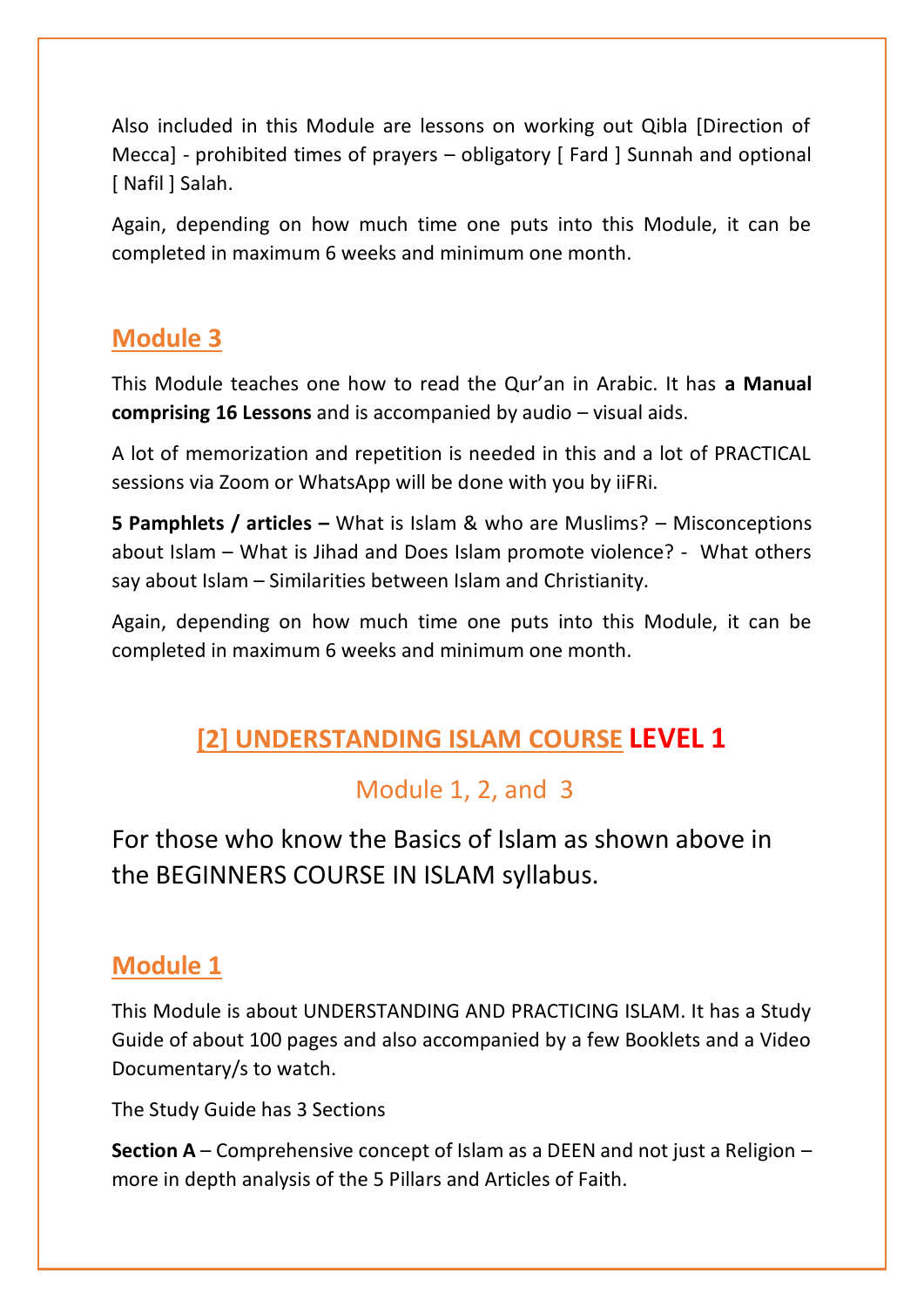Also included in this Module are lessons on working out Qibla [Direction of Mecca] - prohibited times of prayers – obligatory [ Fard ] Sunnah and optional [ Nafil ] Salah.

Again, depending on how much time one puts into this Module, it can be completed in maximum 6 weeks and minimum one month.

## Module 3

This Module teaches one how to read the Qur'an in Arabic. It has **a Manual comprising 16 Lessons** and is accompanied by audio – visual aids.

A lot of memorization and repetition is needed in this and a lot of PRACTICAL sessions via Zoom or WhatsApp will be done with you by iiFRi.

**5 Pamphlets / articles –** What is Islam & who are Muslims? – Misconceptions about Islam – What is Jihad and Does Islam promote violence? - What others say about Islam – Similarities between Islam and Christianity.

Again, depending on how much time one puts into this Module, it can be completed in maximum 6 weeks and minimum one month.

# [2] UNDERSTANDING ISLAM COURSE LEVEL 1

### Module 1, 2, and 3

For those who know the Basics of Islam as shown above in the BEGINNERS COURSE IN ISLAM syllabus.

## Module 1

This Module is about UNDERSTANDING AND PRACTICING ISLAM. It has a Study Guide of about 100 pages and also accompanied by a few Booklets and a Video Documentary/s to watch.

The Study Guide has 3 Sections

**Section A** – Comprehensive concept of Islam as a DEEN and not just a Religion – more in depth analysis of the 5 Pillars and Articles of Faith.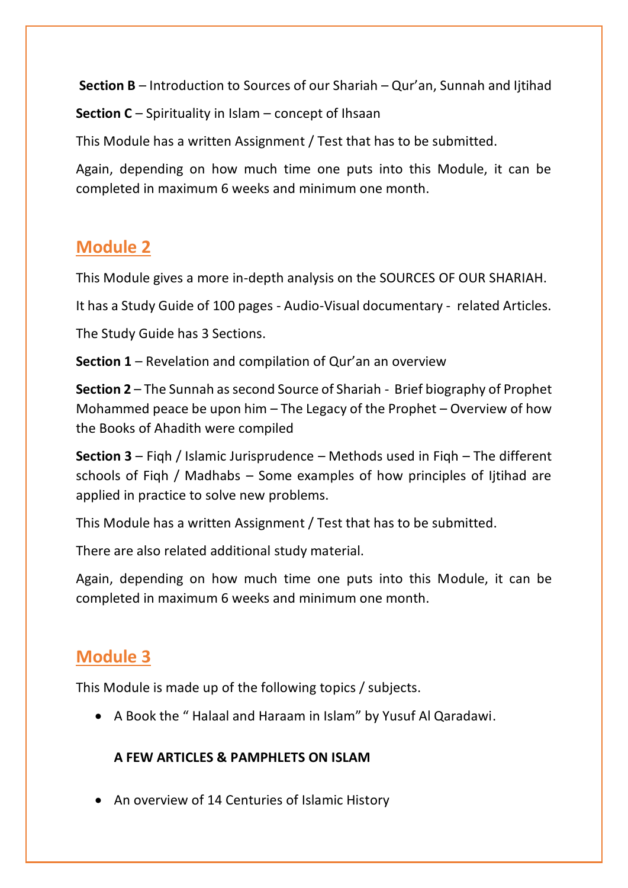**Section B** – Introduction to Sources of our Shariah – Qur'an, Sunnah and Ijtihad

**Section C** – Spirituality in Islam – concept of Ihsaan

This Module has a written Assignment / Test that has to be submitted.

Again, depending on how much time one puts into this Module, it can be completed in maximum 6 weeks and minimum one month.

## Module 2

This Module gives a more in-depth analysis on the SOURCES OF OUR SHARIAH.

It has a Study Guide of 100 pages - Audio-Visual documentary - related Articles.

The Study Guide has 3 Sections.

**Section 1** – Revelation and compilation of Qur'an an overview

**Section 2** – The Sunnah as second Source of Shariah - Brief biography of Prophet Mohammed peace be upon him – The Legacy of the Prophet – Overview of how the Books of Ahadith were compiled

**Section 3** – Fiqh / Islamic Jurisprudence – Methods used in Fiqh – The different schools of Fiqh / Madhabs – Some examples of how principles of Ijtihad are applied in practice to solve new problems.

This Module has a written Assignment / Test that has to be submitted.

There are also related additional study material.

Again, depending on how much time one puts into this Module, it can be completed in maximum 6 weeks and minimum one month.

## Module 3

This Module is made up of the following topics / subjects.

- A Book the " Halaal and Haraam in Islam" by Yusuf Al Qaradawi.

  **A FEW ARTICLES & PAMPHLETS ON ISLAM**

- An overview of 14 Centuries of Islamic History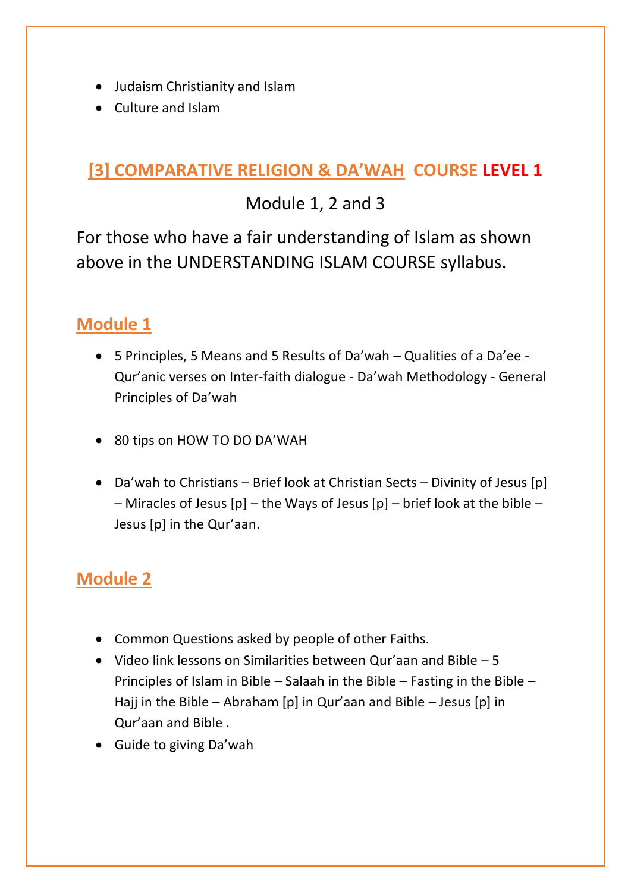- Judaism Christianity and Islam
- Culture and Islam

## [3] COMPARATIVE RELIGION & DA'WAH COURSE LEVEL 1

Module 1, 2 and 3

For those who have a fair understanding of Islam as shown above in the UNDERSTANDING ISLAM COURSE syllabus.

### Module 1

- 5 Principles, 5 Means and 5 Results of Da'wah – Qualities of a Da'ee - Qur'anic verses on Inter-faith dialogue - Da'wah Methodology - General Principles of Da'wah

- 80 tips on HOW TO DO DA'WAH

- Da'wah to Christians – Brief look at Christian Sects – Divinity of Jesus [p] – Miracles of Jesus [p] – the Ways of Jesus [p] – brief look at the bible – Jesus [p] in the Qur'aan.

### Module 2

- Common Questions asked by people of other Faiths.
- Video link lessons on Similarities between Qur'aan and Bible – 5 Principles of Islam in Bible – Salaah in the Bible – Fasting in the Bible – Hajj in the Bible – Abraham [p] in Qur'aan and Bible – Jesus [p] in Qur'aan and Bible .
- Guide to giving Da'wah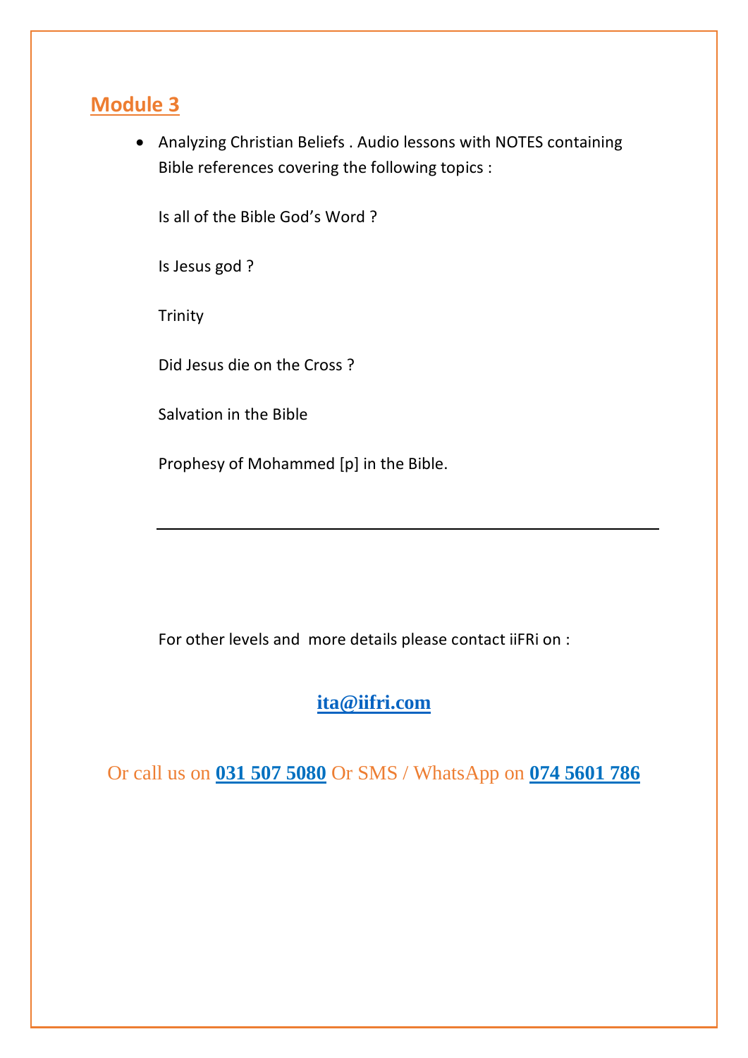## Module 3

- Analyzing Christian Beliefs . Audio lessons with NOTES containing Bible references covering the following topics :

  Is all of the Bible God's Word ?

  Is Jesus god ?

  Trinity

  Did Jesus die on the Cross ?

  Salvation in the Bible

  Prophesy of Mohammed [p] in the Bible.

---

For other levels and more details please contact iiFRi on :

**ita@iifri.com**

Or call us on **031 507 5080** Or SMS / WhatsApp on **074 5601 786**